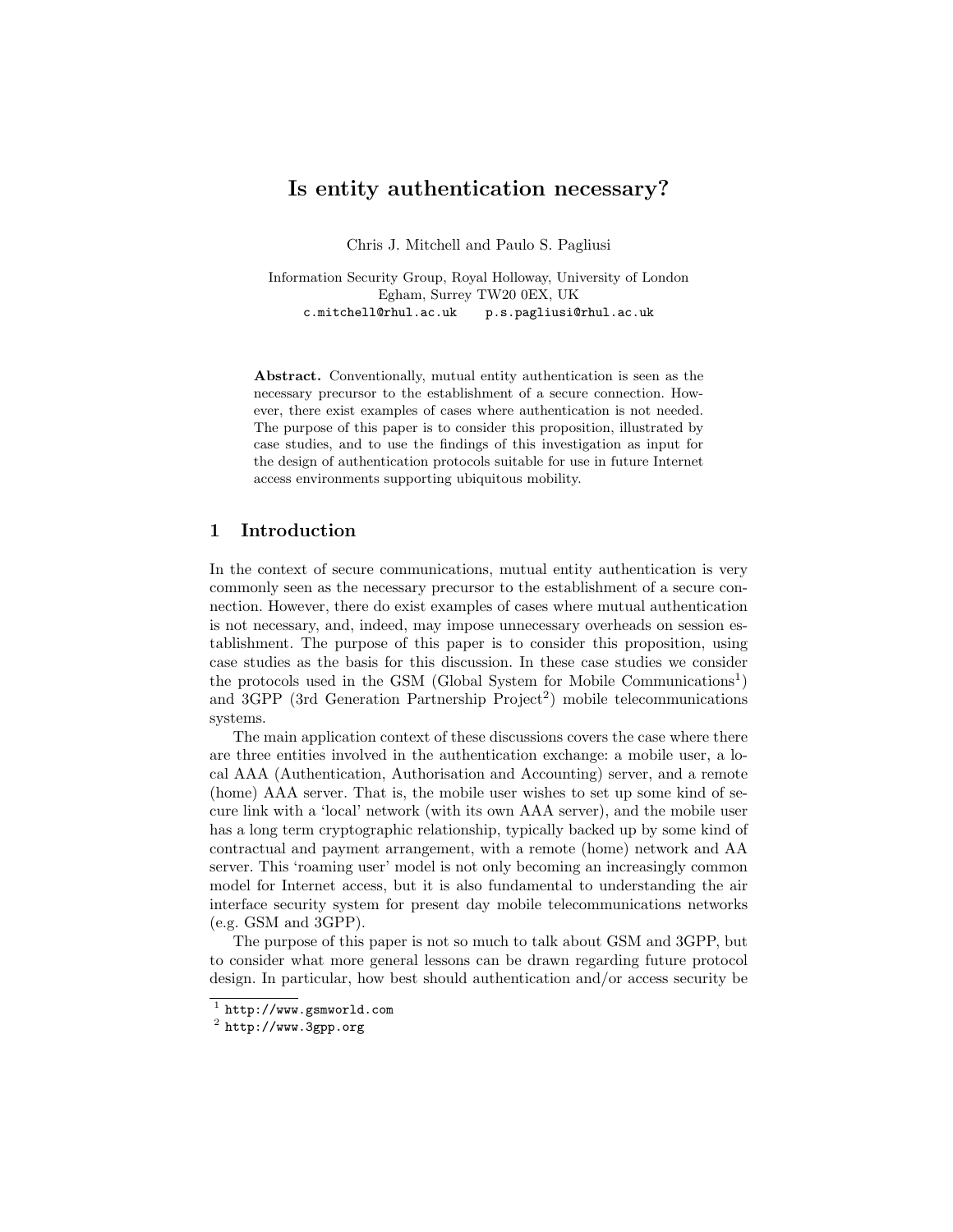# Is entity authentication necessary?

Chris J. Mitchell and Paulo S. Pagliusi

Information Security Group, Royal Holloway, University of London
Egham, Surrey TW20 0EX, UK
c.mitchell@rhul.ac.uk    p.s.pagliusi@rhul.ac.uk

**Abstract.** Conventionally, mutual entity authentication is seen as the necessary precursor to the establishment of a secure connection. However, there exist examples of cases where authentication is not needed. The purpose of this paper is to consider this proposition, illustrated by case studies, and to use the findings of this investigation as input for the design of authentication protocols suitable for use in future Internet access environments supporting ubiquitous mobility.

## 1 Introduction

In the context of secure communications, mutual entity authentication is very commonly seen as the necessary precursor to the establishment of a secure connection. However, there do exist examples of cases where mutual authentication is not necessary, and, indeed, may impose unnecessary overheads on session establishment. The purpose of this paper is to consider this proposition, using case studies as the basis for this discussion. In these case studies we consider the protocols used in the GSM (Global System for Mobile Communications[1]) and 3GPP (3rd Generation Partnership Project[2]) mobile telecommunications systems.

The main application context of these discussions covers the case where there are three entities involved in the authentication exchange: a mobile user, a local AAA (Authentication, Authorisation and Accounting) server, and a remote (home) AAA server. That is, the mobile user wishes to set up some kind of secure link with a 'local' network (with its own AAA server), and the mobile user has a long term cryptographic relationship, typically backed up by some kind of contractual and payment arrangement, with a remote (home) network and AA server. This 'roaming user' model is not only becoming an increasingly common model for Internet access, but it is also fundamental to understanding the air interface security system for present day mobile telecommunications networks (e.g. GSM and 3GPP).

The purpose of this paper is not so much to talk about GSM and 3GPP, but to consider what more general lessons can be drawn regarding future protocol design. In particular, how best should authentication and/or access security be

[1] http://www.gsmworld.com
[2] http://www.3gpp.org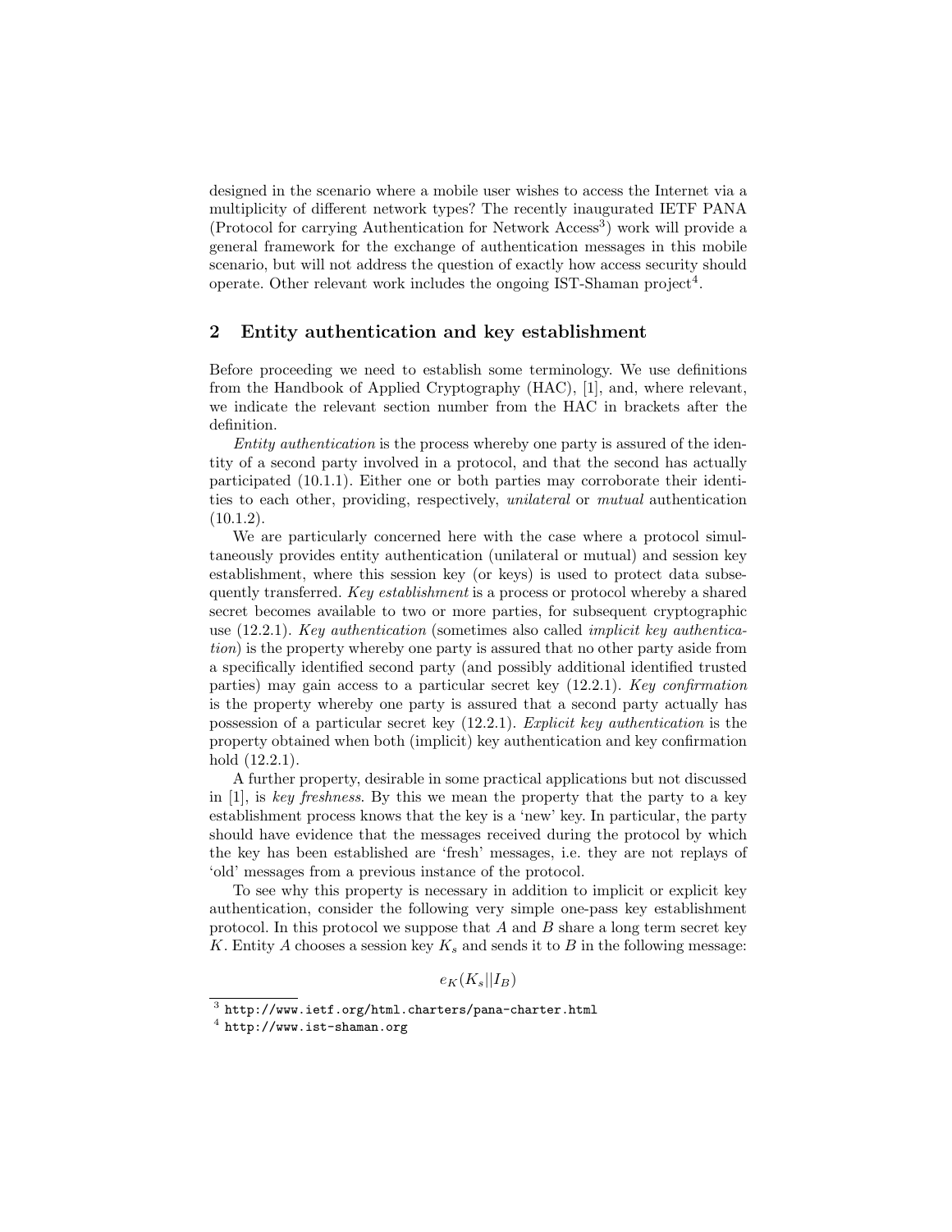designed in the scenario where a mobile user wishes to access the Internet via a multiplicity of different network types? The recently inaugurated IETF PANA (Protocol for carrying Authentication for Network Access[3]) work will provide a general framework for the exchange of authentication messages in this mobile scenario, but will not address the question of exactly how access security should operate. Other relevant work includes the ongoing IST-Shaman project[4].

## 2 Entity authentication and key establishment

Before proceeding we need to establish some terminology. We use definitions from the Handbook of Applied Cryptography (HAC), [1], and, where relevant, we indicate the relevant section number from the HAC in brackets after the definition.

*Entity authentication* is the process whereby one party is assured of the identity of a second party involved in a protocol, and that the second has actually participated (10.1.1). Either one or both parties may corroborate their identities to each other, providing, respectively, *unilateral* or *mutual* authentication (10.1.2).

We are particularly concerned here with the case where a protocol simultaneously provides entity authentication (unilateral or mutual) and session key establishment, where this session key (or keys) is used to protect data subsequently transferred. *Key establishment* is a process or protocol whereby a shared secret becomes available to two or more parties, for subsequent cryptographic use (12.2.1). *Key authentication* (sometimes also called *implicit key authentication*) is the property whereby one party is assured that no other party aside from a specifically identified second party (and possibly additional identified trusted parties) may gain access to a particular secret key (12.2.1). *Key confirmation* is the property whereby one party is assured that a second party actually has possession of a particular secret key (12.2.1). *Explicit key authentication* is the property obtained when both (implicit) key authentication and key confirmation hold (12.2.1).

A further property, desirable in some practical applications but not discussed in [1], is *key freshness*. By this we mean the property that the party to a key establishment process knows that the key is a 'new' key. In particular, the party should have evidence that the messages received during the protocol by which the key has been established are 'fresh' messages, i.e. they are not replays of 'old' messages from a previous instance of the protocol.

To see why this property is necessary in addition to implicit or explicit key authentication, consider the following very simple one-pass key establishment protocol. In this protocol we suppose that $A$ and $B$ share a long term secret key $K$. Entity $A$ chooses a session key $K_s$ and sends it to $B$ in the following message:

$$e_K(K_s||I_B)$$

[3] http://www.ietf.org/html.charters/pana-charter.html

[4] http://www.ist-shaman.org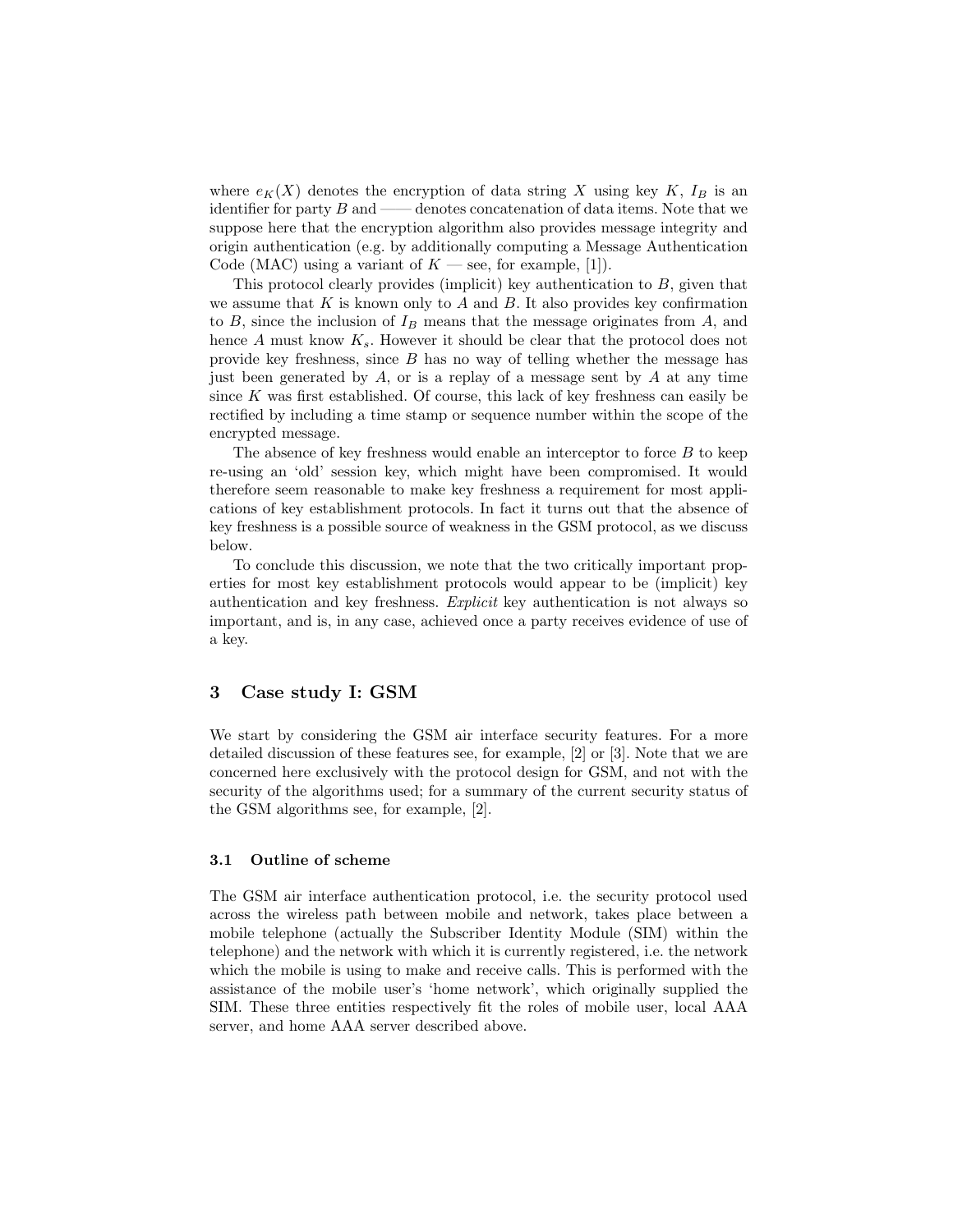where $e_K(X)$ denotes the encryption of data string $X$ using key $K$, $I_B$ is an identifier for party $B$ and —— denotes concatenation of data items. Note that we suppose here that the encryption algorithm also provides message integrity and origin authentication (e.g. by additionally computing a Message Authentication Code (MAC) using a variant of $K$ — see, for example, [1]).

This protocol clearly provides (implicit) key authentication to $B$, given that we assume that $K$ is known only to $A$ and $B$. It also provides key confirmation to $B$, since the inclusion of $I_B$ means that the message originates from $A$, and hence $A$ must know $K_s$. However it should be clear that the protocol does not provide key freshness, since $B$ has no way of telling whether the message has just been generated by $A$, or is a replay of a message sent by $A$ at any time since $K$ was first established. Of course, this lack of key freshness can easily be rectified by including a time stamp or sequence number within the scope of the encrypted message.

The absence of key freshness would enable an interceptor to force $B$ to keep re-using an 'old' session key, which might have been compromised. It would therefore seem reasonable to make key freshness a requirement for most applications of key establishment protocols. In fact it turns out that the absence of key freshness is a possible source of weakness in the GSM protocol, as we discuss below.

To conclude this discussion, we note that the two critically important properties for most key establishment protocols would appear to be (implicit) key authentication and key freshness. *Explicit* key authentication is not always so important, and is, in any case, achieved once a party receives evidence of use of a key.

## 3 Case study I: GSM

We start by considering the GSM air interface security features. For a more detailed discussion of these features see, for example, [2] or [3]. Note that we are concerned here exclusively with the protocol design for GSM, and not with the security of the algorithms used; for a summary of the current security status of the GSM algorithms see, for example, [2].

### 3.1 Outline of scheme

The GSM air interface authentication protocol, i.e. the security protocol used across the wireless path between mobile and network, takes place between a mobile telephone (actually the Subscriber Identity Module (SIM) within the telephone) and the network with which it is currently registered, i.e. the network which the mobile is using to make and receive calls. This is performed with the assistance of the mobile user's 'home network', which originally supplied the SIM. These three entities respectively fit the roles of mobile user, local AAA server, and home AAA server described above.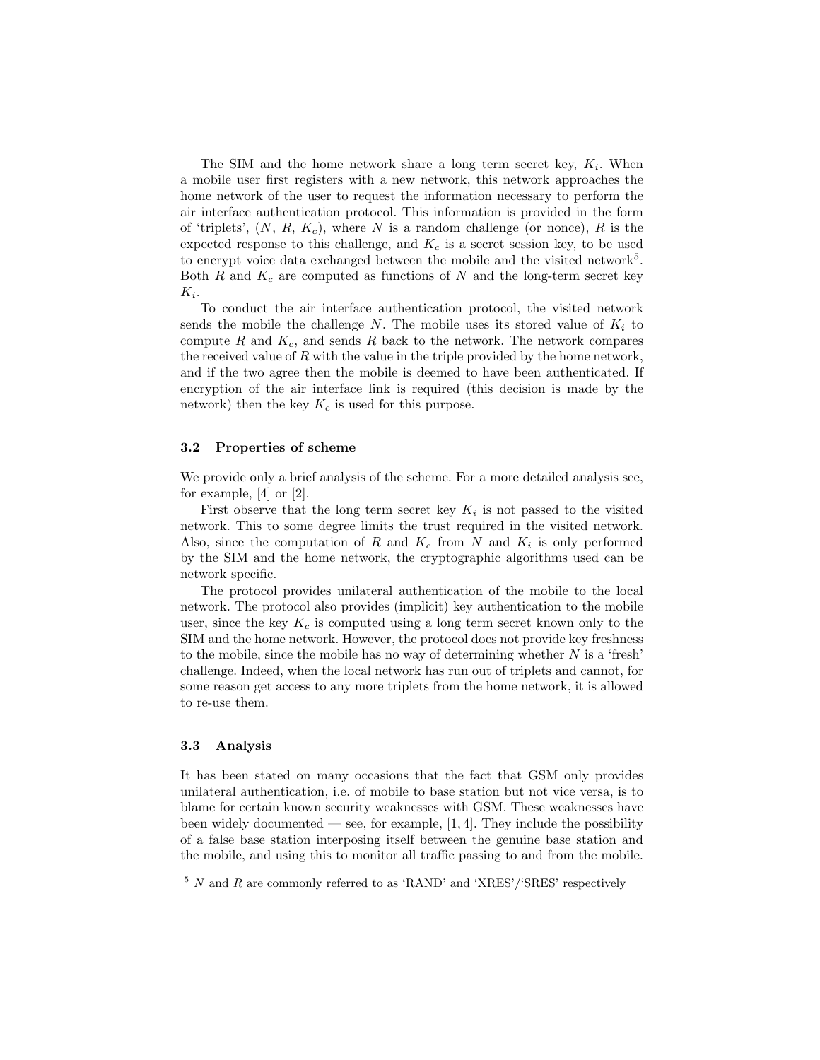The SIM and the home network share a long term secret key, $K_i$. When a mobile user first registers with a new network, this network approaches the home network of the user to request the information necessary to perform the air interface authentication protocol. This information is provided in the form of 'triplets', ($N$, $R$, $K_c$), where $N$ is a random challenge (or nonce), $R$ is the expected response to this challenge, and $K_c$ is a secret session key, to be used to encrypt voice data exchanged between the mobile and the visited network[5]. Both $R$ and $K_c$ are computed as functions of $N$ and the long-term secret key $K_i$.

To conduct the air interface authentication protocol, the visited network sends the mobile the challenge $N$. The mobile uses its stored value of $K_i$ to compute $R$ and $K_c$, and sends $R$ back to the network. The network compares the received value of $R$ with the value in the triple provided by the home network, and if the two agree then the mobile is deemed to have been authenticated. If encryption of the air interface link is required (this decision is made by the network) then the key $K_c$ is used for this purpose.

### 3.2 Properties of scheme

We provide only a brief analysis of the scheme. For a more detailed analysis see, for example, [4] or [2].

First observe that the long term secret key $K_i$ is not passed to the visited network. This to some degree limits the trust required in the visited network. Also, since the computation of $R$ and $K_c$ from $N$ and $K_i$ is only performed by the SIM and the home network, the cryptographic algorithms used can be network specific.

The protocol provides unilateral authentication of the mobile to the local network. The protocol also provides (implicit) key authentication to the mobile user, since the key $K_c$ is computed using a long term secret known only to the SIM and the home network. However, the protocol does not provide key freshness to the mobile, since the mobile has no way of determining whether $N$ is a 'fresh' challenge. Indeed, when the local network has run out of triplets and cannot, for some reason get access to any more triplets from the home network, it is allowed to re-use them.

### 3.3 Analysis

It has been stated on many occasions that the fact that GSM only provides unilateral authentication, i.e. of mobile to base station but not vice versa, is to blame for certain known security weaknesses with GSM. These weaknesses have been widely documented — see, for example, [1, 4]. They include the possibility of a false base station interposing itself between the genuine base station and the mobile, and using this to monitor all traffic passing to and from the mobile.

[5] $N$ and $R$ are commonly referred to as 'RAND' and 'XRES'/'SRES' respectively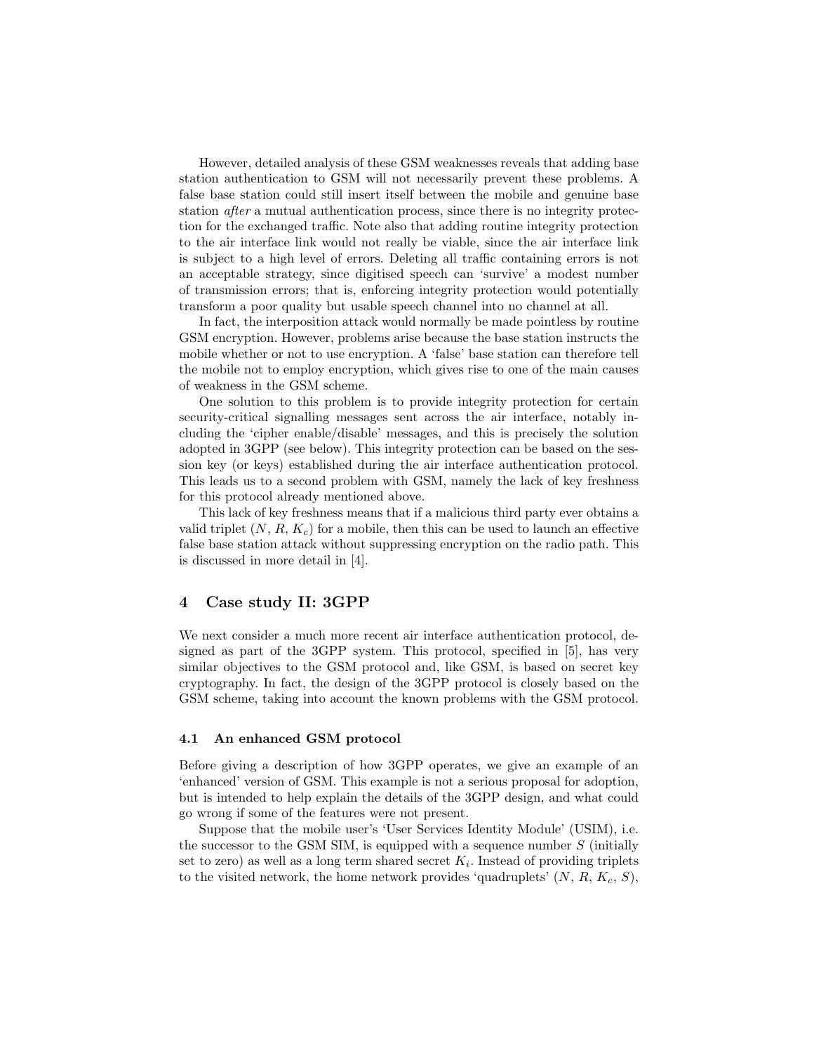However, detailed analysis of these GSM weaknesses reveals that adding base station authentication to GSM will not necessarily prevent these problems. A false base station could still insert itself between the mobile and genuine base station *after* a mutual authentication process, since there is no integrity protection for the exchanged traffic. Note also that adding routine integrity protection to the air interface link would not really be viable, since the air interface link is subject to a high level of errors. Deleting all traffic containing errors is not an acceptable strategy, since digitised speech can 'survive' a modest number of transmission errors; that is, enforcing integrity protection would potentially transform a poor quality but usable speech channel into no channel at all.

In fact, the interposition attack would normally be made pointless by routine GSM encryption. However, problems arise because the base station instructs the mobile whether or not to use encryption. A 'false' base station can therefore tell the mobile not to employ encryption, which gives rise to one of the main causes of weakness in the GSM scheme.

One solution to this problem is to provide integrity protection for certain security-critical signalling messages sent across the air interface, notably including the 'cipher enable/disable' messages, and this is precisely the solution adopted in 3GPP (see below). This integrity protection can be based on the session key (or keys) established during the air interface authentication protocol. This leads us to a second problem with GSM, namely the lack of key freshness for this protocol already mentioned above.

This lack of key freshness means that if a malicious third party ever obtains a valid triplet ($N$, $R$, $K_c$) for a mobile, then this can be used to launch an effective false base station attack without suppressing encryption on the radio path. This is discussed in more detail in [4].

## 4 Case study II: 3GPP

We next consider a much more recent air interface authentication protocol, designed as part of the 3GPP system. This protocol, specified in [5], has very similar objectives to the GSM protocol and, like GSM, is based on secret key cryptography. In fact, the design of the 3GPP protocol is closely based on the GSM scheme, taking into account the known problems with the GSM protocol.

### 4.1 An enhanced GSM protocol

Before giving a description of how 3GPP operates, we give an example of an 'enhanced' version of GSM. This example is not a serious proposal for adoption, but is intended to help explain the details of the 3GPP design, and what could go wrong if some of the features were not present.

Suppose that the mobile user's 'User Services Identity Module' (USIM), i.e. the successor to the GSM SIM, is equipped with a sequence number $S$ (initially set to zero) as well as a long term shared secret $K_i$. Instead of providing triplets to the visited network, the home network provides 'quadruplets' ($N$, $R$, $K_c$, $S$),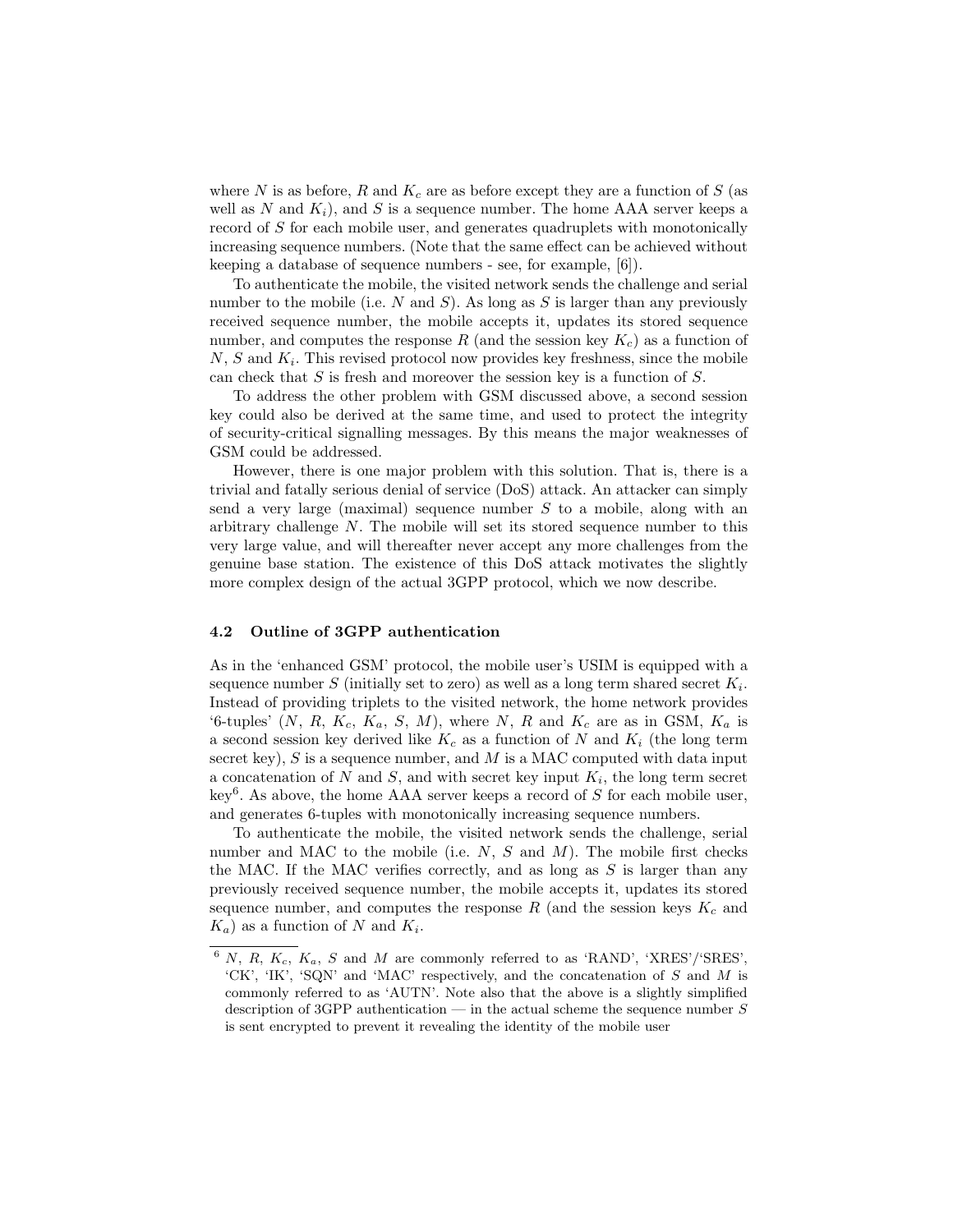where $N$ is as before, $R$ and $K_c$ are as before except they are a function of $S$ (as well as $N$ and $K_i$), and $S$ is a sequence number. The home AAA server keeps a record of $S$ for each mobile user, and generates quadruplets with monotonically increasing sequence numbers. (Note that the same effect can be achieved without keeping a database of sequence numbers - see, for example, [6]).

To authenticate the mobile, the visited network sends the challenge and serial number to the mobile (i.e. $N$ and $S$). As long as $S$ is larger than any previously received sequence number, the mobile accepts it, updates its stored sequence number, and computes the response $R$ (and the session key $K_c$) as a function of $N$, $S$ and $K_i$. This revised protocol now provides key freshness, since the mobile can check that $S$ is fresh and moreover the session key is a function of $S$.

To address the other problem with GSM discussed above, a second session key could also be derived at the same time, and used to protect the integrity of security-critical signalling messages. By this means the major weaknesses of GSM could be addressed.

However, there is one major problem with this solution. That is, there is a trivial and fatally serious denial of service (DoS) attack. An attacker can simply send a very large (maximal) sequence number $S$ to a mobile, along with an arbitrary challenge $N$. The mobile will set its stored sequence number to this very large value, and will thereafter never accept any more challenges from the genuine base station. The existence of this DoS attack motivates the slightly more complex design of the actual 3GPP protocol, which we now describe.

### 4.2 Outline of 3GPP authentication

As in the 'enhanced GSM' protocol, the mobile user's USIM is equipped with a sequence number $S$ (initially set to zero) as well as a long term shared secret $K_i$. Instead of providing triplets to the visited network, the home network provides '6-tuples' ($N$, $R$, $K_c$, $K_a$, $S$, $M$), where $N$, $R$ and $K_c$ are as in GSM, $K_a$ is a second session key derived like $K_c$ as a function of $N$ and $K_i$ (the long term secret key), $S$ is a sequence number, and $M$ is a MAC computed with data input a concatenation of $N$ and $S$, and with secret key input $K_i$, the long term secret key[6]. As above, the home AAA server keeps a record of $S$ for each mobile user, and generates 6-tuples with monotonically increasing sequence numbers.

To authenticate the mobile, the visited network sends the challenge, serial number and MAC to the mobile (i.e. $N$, $S$ and $M$). The mobile first checks the MAC. If the MAC verifies correctly, and as long as $S$ is larger than any previously received sequence number, the mobile accepts it, updates its stored sequence number, and computes the response $R$ (and the session keys $K_c$ and $K_a$) as a function of $N$ and $K_i$.

[6] $N$, $R$, $K_c$, $K_a$, $S$ and $M$ are commonly referred to as 'RAND', 'XRES'/'SRES', 'CK', 'IK', 'SQN' and 'MAC' respectively, and the concatenation of $S$ and $M$ is commonly referred to as 'AUTN'. Note also that the above is a slightly simplified description of 3GPP authentication — in the actual scheme the sequence number $S$ is sent encrypted to prevent it revealing the identity of the mobile user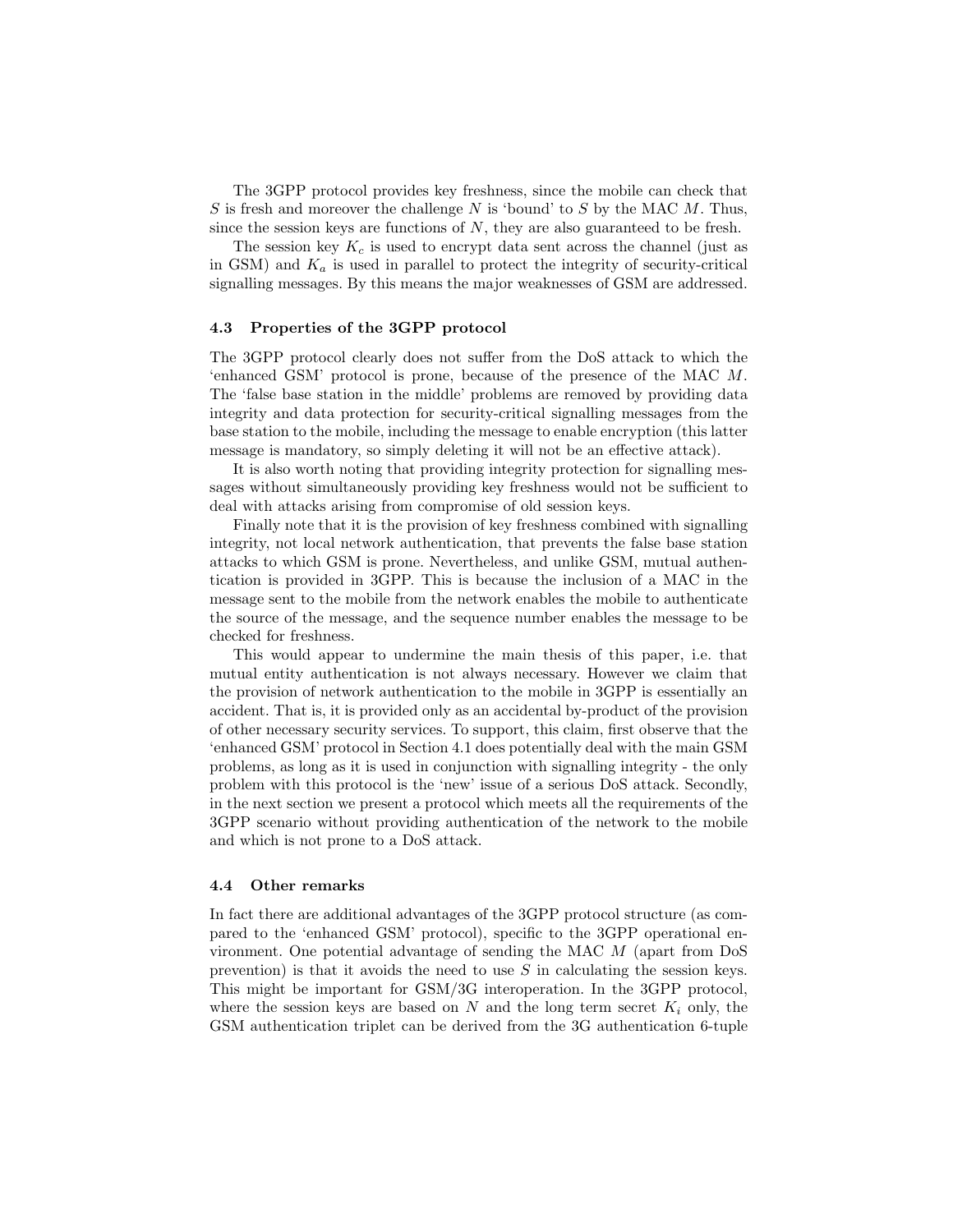The 3GPP protocol provides key freshness, since the mobile can check that $S$ is fresh and moreover the challenge $N$ is 'bound' to $S$ by the MAC $M$. Thus, since the session keys are functions of $N$, they are also guaranteed to be fresh.

The session key $K_c$ is used to encrypt data sent across the channel (just as in GSM) and $K_a$ is used in parallel to protect the integrity of security-critical signalling messages. By this means the major weaknesses of GSM are addressed.

### 4.3 Properties of the 3GPP protocol

The 3GPP protocol clearly does not suffer from the DoS attack to which the 'enhanced GSM' protocol is prone, because of the presence of the MAC $M$. The 'false base station in the middle' problems are removed by providing data integrity and data protection for security-critical signalling messages from the base station to the mobile, including the message to enable encryption (this latter message is mandatory, so simply deleting it will not be an effective attack).

It is also worth noting that providing integrity protection for signalling messages without simultaneously providing key freshness would not be sufficient to deal with attacks arising from compromise of old session keys.

Finally note that it is the provision of key freshness combined with signalling integrity, not local network authentication, that prevents the false base station attacks to which GSM is prone. Nevertheless, and unlike GSM, mutual authentication is provided in 3GPP. This is because the inclusion of a MAC in the message sent to the mobile from the network enables the mobile to authenticate the source of the message, and the sequence number enables the message to be checked for freshness.

This would appear to undermine the main thesis of this paper, i.e. that mutual entity authentication is not always necessary. However we claim that the provision of network authentication to the mobile in 3GPP is essentially an accident. That is, it is provided only as an accidental by-product of the provision of other necessary security services. To support, this claim, first observe that the 'enhanced GSM' protocol in Section 4.1 does potentially deal with the main GSM problems, as long as it is used in conjunction with signalling integrity - the only problem with this protocol is the 'new' issue of a serious DoS attack. Secondly, in the next section we present a protocol which meets all the requirements of the 3GPP scenario without providing authentication of the network to the mobile and which is not prone to a DoS attack.

### 4.4 Other remarks

In fact there are additional advantages of the 3GPP protocol structure (as compared to the 'enhanced GSM' protocol), specific to the 3GPP operational environment. One potential advantage of sending the MAC $M$ (apart from DoS prevention) is that it avoids the need to use $S$ in calculating the session keys. This might be important for GSM/3G interoperation. In the 3GPP protocol, where the session keys are based on $N$ and the long term secret $K_i$ only, the GSM authentication triplet can be derived from the 3G authentication 6-tuple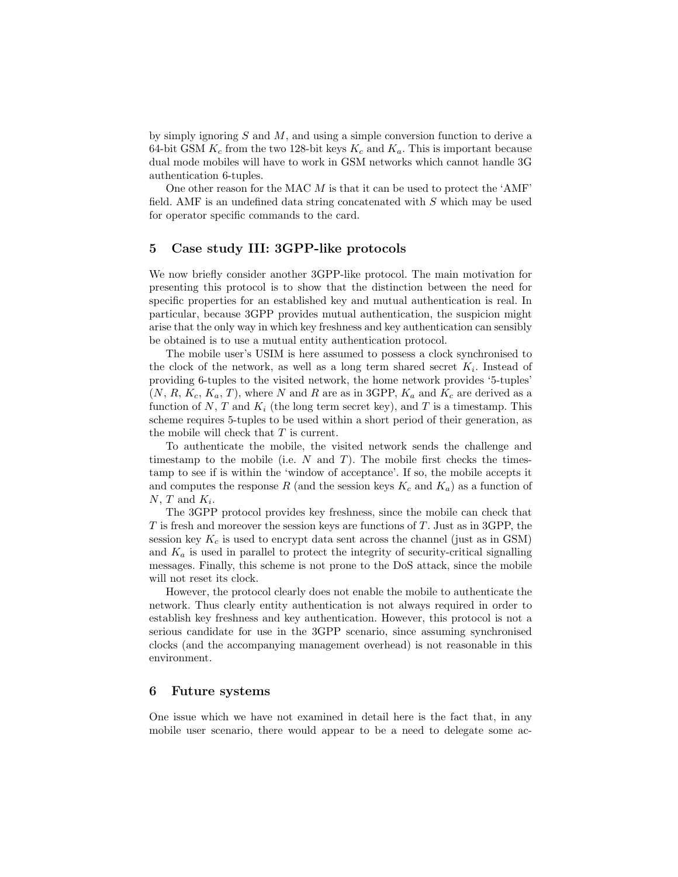by simply ignoring $S$ and $M$, and using a simple conversion function to derive a 64-bit GSM $K_c$ from the two 128-bit keys $K_c$ and $K_a$. This is important because dual mode mobiles will have to work in GSM networks which cannot handle 3G authentication 6-tuples.

One other reason for the MAC $M$ is that it can be used to protect the 'AMF' field. AMF is an undefined data string concatenated with $S$ which may be used for operator specific commands to the card.

## 5 Case study III: 3GPP-like protocols

We now briefly consider another 3GPP-like protocol. The main motivation for presenting this protocol is to show that the distinction between the need for specific properties for an established key and mutual authentication is real. In particular, because 3GPP provides mutual authentication, the suspicion might arise that the only way in which key freshness and key authentication can sensibly be obtained is to use a mutual entity authentication protocol.

The mobile user's USIM is here assumed to possess a clock synchronised to the clock of the network, as well as a long term shared secret $K_i$. Instead of providing 6-tuples to the visited network, the home network provides '5-tuples' ($N$, $R$, $K_c$, $K_a$, $T$), where $N$ and $R$ are as in 3GPP, $K_a$ and $K_c$ are derived as a function of $N$, $T$ and $K_i$ (the long term secret key), and $T$ is a timestamp. This scheme requires 5-tuples to be used within a short period of their generation, as the mobile will check that $T$ is current.

To authenticate the mobile, the visited network sends the challenge and timestamp to the mobile (i.e. $N$ and $T$). The mobile first checks the timestamp to see if is within the 'window of acceptance'. If so, the mobile accepts it and computes the response $R$ (and the session keys $K_c$ and $K_a$) as a function of $N$, $T$ and $K_i$.

The 3GPP protocol provides key freshness, since the mobile can check that $T$ is fresh and moreover the session keys are functions of $T$. Just as in 3GPP, the session key $K_c$ is used to encrypt data sent across the channel (just as in GSM) and $K_a$ is used in parallel to protect the integrity of security-critical signalling messages. Finally, this scheme is not prone to the DoS attack, since the mobile will not reset its clock.

However, the protocol clearly does not enable the mobile to authenticate the network. Thus clearly entity authentication is not always required in order to establish key freshness and key authentication. However, this protocol is not a serious candidate for use in the 3GPP scenario, since assuming synchronised clocks (and the accompanying management overhead) is not reasonable in this environment.

## 6 Future systems

One issue which we have not examined in detail here is the fact that, in any mobile user scenario, there would appear to be a need to delegate some ac-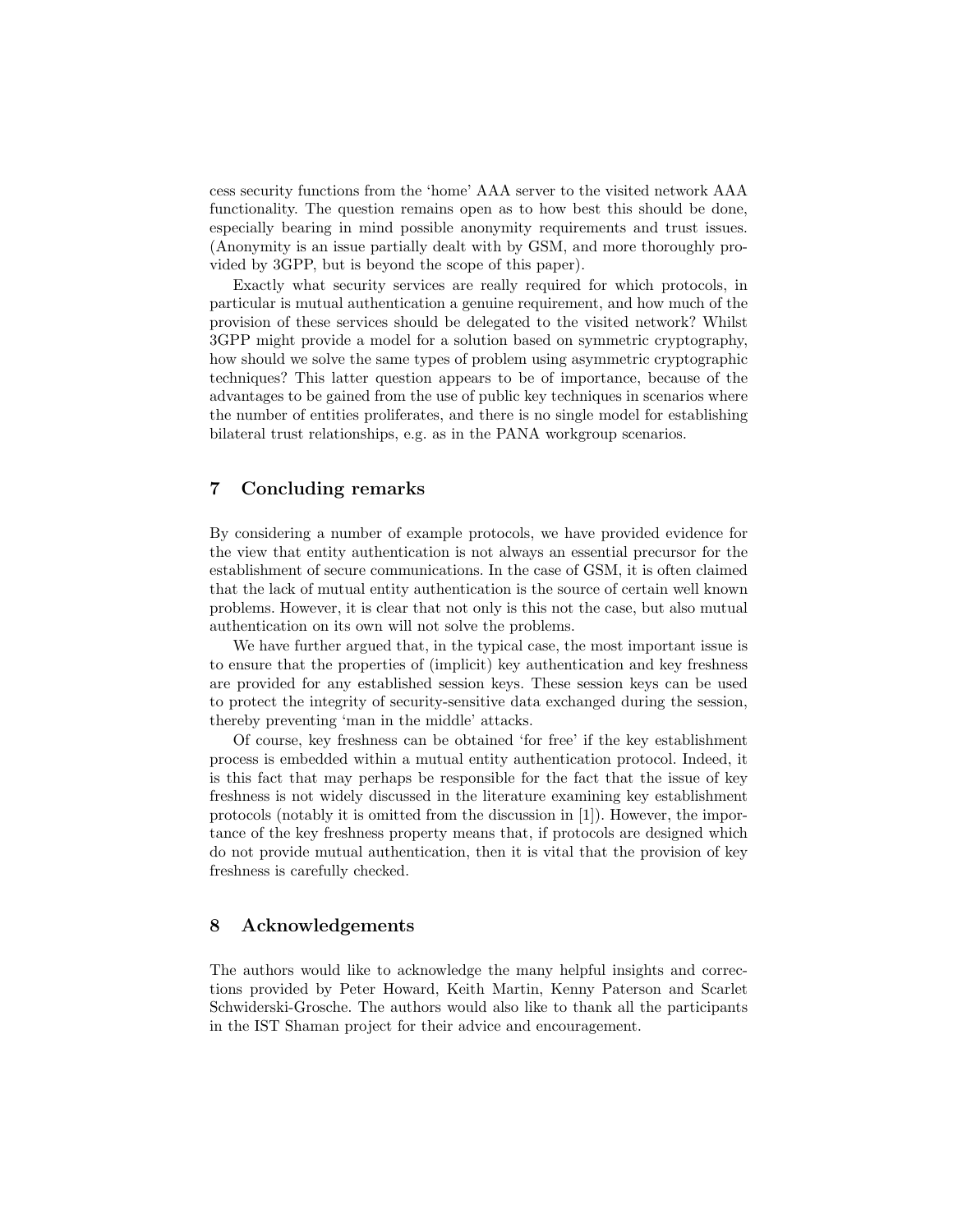cess security functions from the 'home' AAA server to the visited network AAA functionality. The question remains open as to how best this should be done, especially bearing in mind possible anonymity requirements and trust issues. (Anonymity is an issue partially dealt with by GSM, and more thoroughly provided by 3GPP, but is beyond the scope of this paper).

Exactly what security services are really required for which protocols, in particular is mutual authentication a genuine requirement, and how much of the provision of these services should be delegated to the visited network? Whilst 3GPP might provide a model for a solution based on symmetric cryptography, how should we solve the same types of problem using asymmetric cryptographic techniques? This latter question appears to be of importance, because of the advantages to be gained from the use of public key techniques in scenarios where the number of entities proliferates, and there is no single model for establishing bilateral trust relationships, e.g. as in the PANA workgroup scenarios.

## 7 Concluding remarks

By considering a number of example protocols, we have provided evidence for the view that entity authentication is not always an essential precursor for the establishment of secure communications. In the case of GSM, it is often claimed that the lack of mutual entity authentication is the source of certain well known problems. However, it is clear that not only is this not the case, but also mutual authentication on its own will not solve the problems.

We have further argued that, in the typical case, the most important issue is to ensure that the properties of (implicit) key authentication and key freshness are provided for any established session keys. These session keys can be used to protect the integrity of security-sensitive data exchanged during the session, thereby preventing 'man in the middle' attacks.

Of course, key freshness can be obtained 'for free' if the key establishment process is embedded within a mutual entity authentication protocol. Indeed, it is this fact that may perhaps be responsible for the fact that the issue of key freshness is not widely discussed in the literature examining key establishment protocols (notably it is omitted from the discussion in [1]). However, the importance of the key freshness property means that, if protocols are designed which do not provide mutual authentication, then it is vital that the provision of key freshness is carefully checked.

## 8 Acknowledgements

The authors would like to acknowledge the many helpful insights and corrections provided by Peter Howard, Keith Martin, Kenny Paterson and Scarlet Schwiderski-Grosche. The authors would also like to thank all the participants in the IST Shaman project for their advice and encouragement.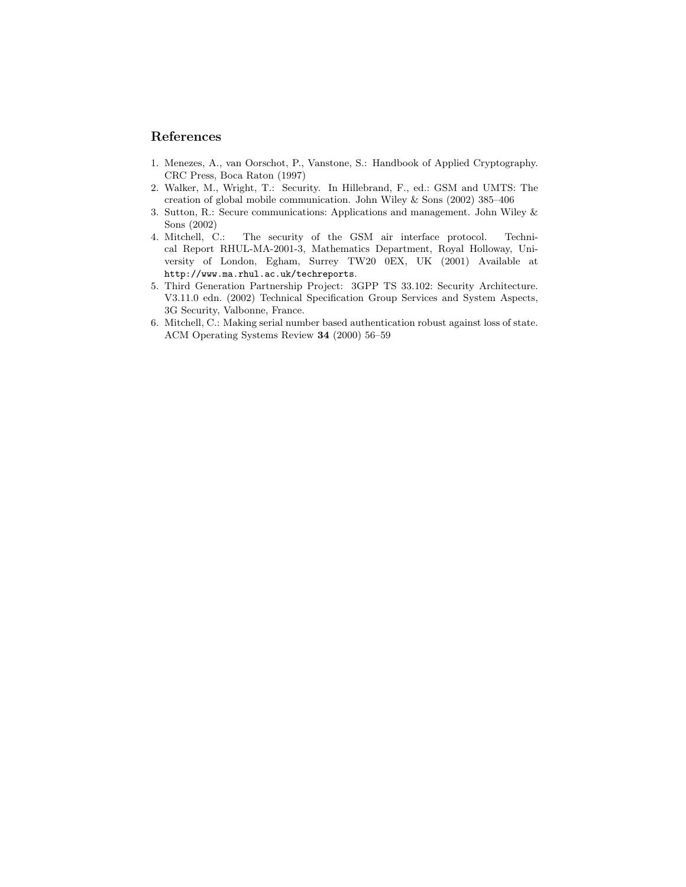## References

1. Menezes, A., van Oorschot, P., Vanstone, S.: Handbook of Applied Cryptography. CRC Press, Boca Raton (1997)
2. Walker, M., Wright, T.: Security. In Hillebrand, F., ed.: GSM and UMTS: The creation of global mobile communication. John Wiley & Sons (2002) 385–406
3. Sutton, R.: Secure communications: Applications and management. John Wiley & Sons (2002)
4. Mitchell, C.: The security of the GSM air interface protocol. Technical Report RHUL-MA-2001-3, Mathematics Department, Royal Holloway, University of London, Egham, Surrey TW20 0EX, UK (2001) Available at `http://www.ma.rhul.ac.uk/techreports`.
5. Third Generation Partnership Project: 3GPP TS 33.102: Security Architecture. V3.11.0 edn. (2002) Technical Specification Group Services and System Aspects, 3G Security, Valbonne, France.
6. Mitchell, C.: Making serial number based authentication robust against loss of state. ACM Operating Systems Review **34** (2000) 56–59